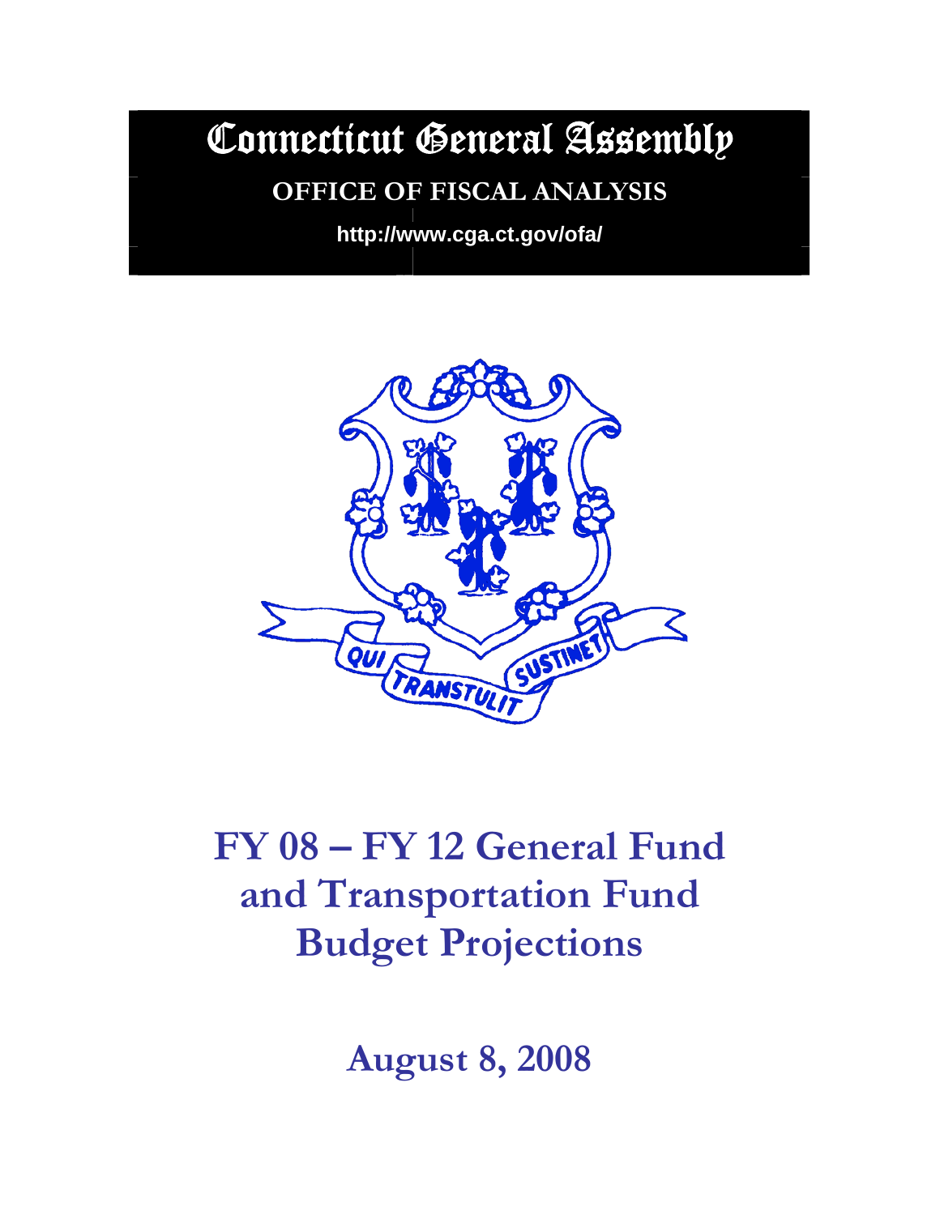# Connecticut General Assembly

**OFFICE OF FISCAL ANALYSIS**

**http://www.cga.ct.gov/ofa/**

QUI TRANSTULIT SUSTINET

# FY 08 – FY 12 General Fund and Transportation Fund Budget Projections

## August 8, 2008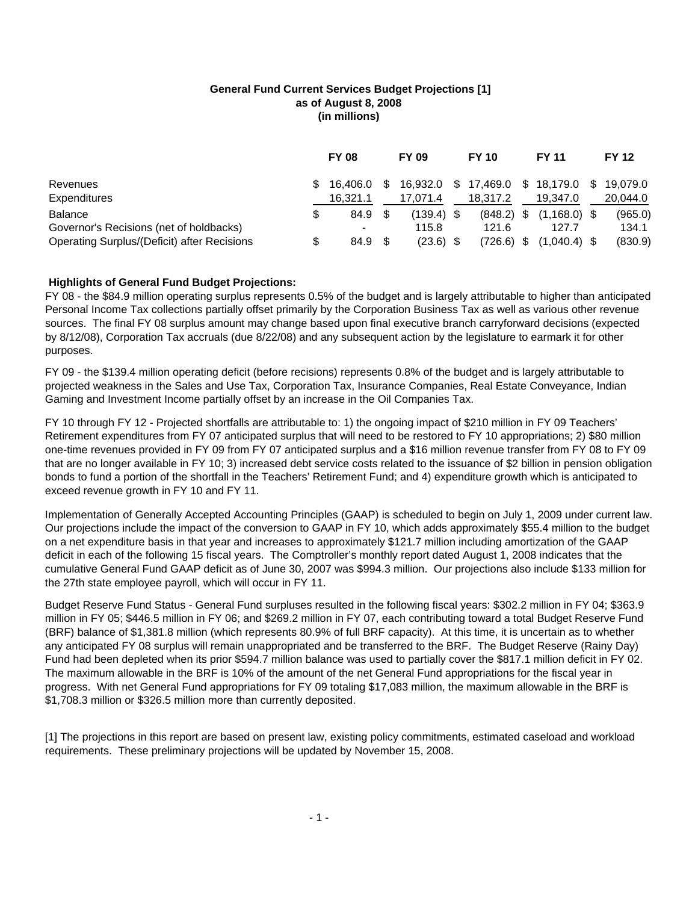**General Fund Current Services Budget Projections [1]**
**as of August 8, 2008**
**(in millions)**

| | FY 08 | FY 09 | FY 10 | FY 11 | FY 12 |
|---|---|---|---|---|---|
| Revenues | $ 16,406.0 | $ 16,932.0 | $ 17,469.0 | $ 18,179.0 | $ 19,079.0 |
| Expenditures | 16,321.1 | 17,071.4 | 18,317.2 | 19,347.0 | 20,044.0 |
| Balance | $ 84.9 | $ (139.4) | $ (848.2) | $ (1,168.0) | $ (965.0) |
| Governor's Recisions (net of holdbacks) | - | 115.8 | 121.6 | 127.7 | 134.1 |
| Operating Surplus/(Deficit) after Recisions | $ 84.9 | $ (23.6) | $ (726.6) | $ (1,040.4) | $ (830.9) |

**Highlights of General Fund Budget Projections:**

FY 08 - the $84.9 million operating surplus represents 0.5% of the budget and is largely attributable to higher than anticipated Personal Income Tax collections partially offset primarily by the Corporation Business Tax as well as various other revenue sources. The final FY 08 surplus amount may change based upon final executive branch carryforward decisions (expected by 8/12/08), Corporation Tax accruals (due 8/22/08) and any subsequent action by the legislature to earmark it for other purposes.

FY 09 - the $139.4 million operating deficit (before recisions) represents 0.8% of the budget and is largely attributable to projected weakness in the Sales and Use Tax, Corporation Tax, Insurance Companies, Real Estate Conveyance, Indian Gaming and Investment Income partially offset by an increase in the Oil Companies Tax.

FY 10 through FY 12 - Projected shortfalls are attributable to: 1) the ongoing impact of $210 million in FY 09 Teachers' Retirement expenditures from FY 07 anticipated surplus that will need to be restored to FY 10 appropriations; 2) $80 million one-time revenues provided in FY 09 from FY 07 anticipated surplus and a $16 million revenue transfer from FY 08 to FY 09 that are no longer available in FY 10; 3) increased debt service costs related to the issuance of $2 billion in pension obligation bonds to fund a portion of the shortfall in the Teachers' Retirement Fund; and 4) expenditure growth which is anticipated to exceed revenue growth in FY 10 and FY 11.

Implementation of Generally Accepted Accounting Principles (GAAP) is scheduled to begin on July 1, 2009 under current law. Our projections include the impact of the conversion to GAAP in FY 10, which adds approximately $55.4 million to the budget on a net expenditure basis in that year and increases to approximately $121.7 million including amortization of the GAAP deficit in each of the following 15 fiscal years. The Comptroller's monthly report dated August 1, 2008 indicates that the cumulative General Fund GAAP deficit as of June 30, 2007 was $994.3 million. Our projections also include $133 million for the 27th state employee payroll, which will occur in FY 11.

Budget Reserve Fund Status - General Fund surpluses resulted in the following fiscal years: $302.2 million in FY 04; $363.9 million in FY 05; $446.5 million in FY 06; and $269.2 million in FY 07, each contributing toward a total Budget Reserve Fund (BRF) balance of $1,381.8 million (which represents 80.9% of full BRF capacity). At this time, it is uncertain as to whether any anticipated FY 08 surplus will remain unappropriated and be transferred to the BRF. The Budget Reserve (Rainy Day) Fund had been depleted when its prior $594.7 million balance was used to partially cover the $817.1 million deficit in FY 02. The maximum allowable in the BRF is 10% of the amount of the net General Fund appropriations for the fiscal year in progress. With net General Fund appropriations for FY 09 totaling $17,083 million, the maximum allowable in the BRF is $1,708.3 million or $326.5 million more than currently deposited.

[1] The projections in this report are based on present law, existing policy commitments, estimated caseload and workload requirements. These preliminary projections will be updated by November 15, 2008.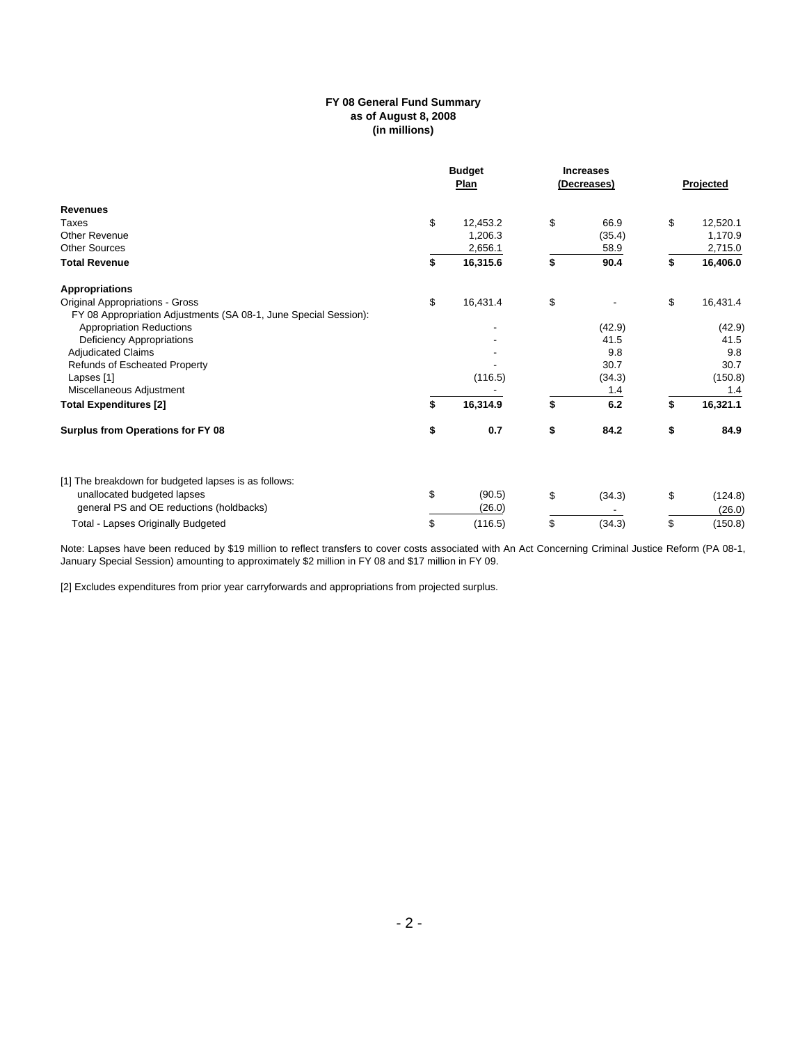**FY 08 General Fund Summary**
**as of August 8, 2008**
**(in millions)**

| | Budget Plan | Increases (Decreases) | Projected |
|---|---|---|---|
| **Revenues** | | | |
| Taxes | $ 12,453.2 | $ 66.9 | $ 12,520.1 |
| Other Revenue | 1,206.3 | (35.4) | 1,170.9 |
| Other Sources | 2,656.1 | 58.9 | 2,715.0 |
| **Total Revenue** | **$ 16,315.6** | **$ 90.4** | **$ 16,406.0** |
| **Appropriations** | | | |
| Original Appropriations - Gross | $ 16,431.4 | $ - | $ 16,431.4 |
| FY 08 Appropriation Adjustments (SA 08-1, June Special Session): | | | |
| Appropriation Reductions | - | (42.9) | (42.9) |
| Deficiency Appropriations | - | 41.5 | 41.5 |
| Adjudicated Claims | - | 9.8 | 9.8 |
| Refunds of Escheated Property | - | 30.7 | 30.7 |
| Lapses [1] | (116.5) | (34.3) | (150.8) |
| Miscellaneous Adjustment | - | 1.4 | 1.4 |
| **Total Expenditures [2]** | **$ 16,314.9** | **$ 6.2** | **$ 16,321.1** |
| **Surplus from Operations for FY 08** | **$ 0.7** | **$ 84.2** | **$ 84.9** |

[1] The breakdown for budgeted lapses is as follows:

| | | | |
|---|---|---|---|
| unallocated budgeted lapses | $ (90.5) | $ (34.3) | $ (124.8) |
| general PS and OE reductions (holdbacks) | (26.0) | - | (26.0) |
| Total - Lapses Originally Budgeted | $ (116.5) | $ (34.3) | $ (150.8) |

Note: Lapses have been reduced by $19 million to reflect transfers to cover costs associated with An Act Concerning Criminal Justice Reform (PA 08-1, January Special Session) amounting to approximately $2 million in FY 08 and $17 million in FY 09.

[2] Excludes expenditures from prior year carryforwards and appropriations from projected surplus.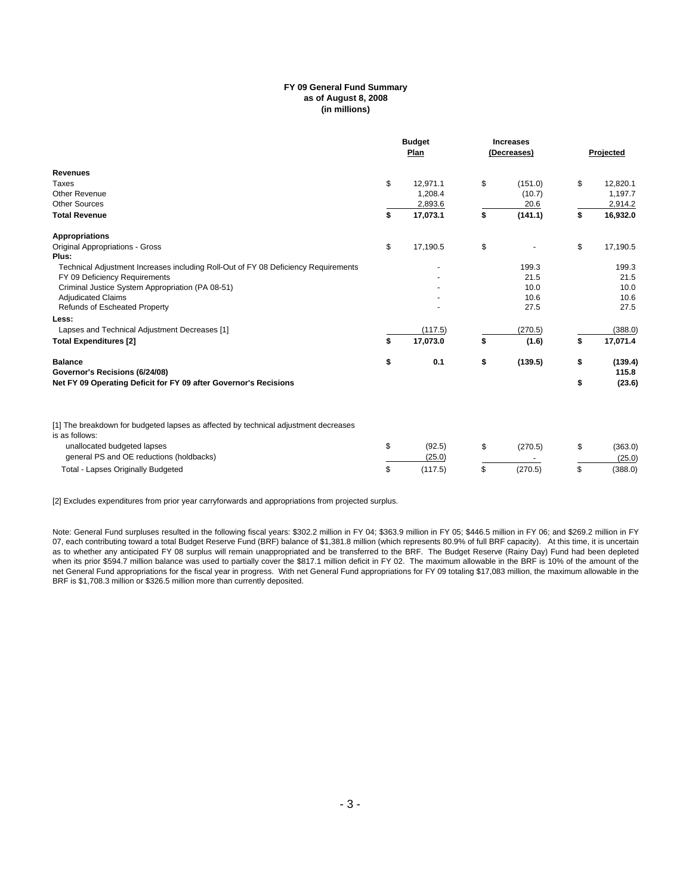**FY 09 General Fund Summary**
**as of August 8, 2008**
**(in millions)**

| | Budget Plan | Increases (Decreases) | Projected |
|---|---|---|---|
| **Revenues** | | | |
| Taxes | $ 12,971.1 | $ (151.0) | $ 12,820.1 |
| Other Revenue | 1,208.4 | (10.7) | 1,197.7 |
| Other Sources | 2,893.6 | 20.6 | 2,914.2 |
| **Total Revenue** | **$ 17,073.1** | **$ (141.1)** | **$ 16,932.0** |
| **Appropriations** | | | |
| Original Appropriations - Gross | $ 17,190.5 | $ - | $ 17,190.5 |
| **Plus:** | | | |
| Technical Adjustment Increases including Roll-Out of FY 08 Deficiency Requirements | - | 199.3 | 199.3 |
| FY 09 Deficiency Requirements | - | 21.5 | 21.5 |
| Criminal Justice System Appropriation (PA 08-51) | - | 10.0 | 10.0 |
| Adjudicated Claims | - | 10.6 | 10.6 |
| Refunds of Escheated Property | - | 27.5 | 27.5 |
| **Less:** | | | |
| Lapses and Technical Adjustment Decreases [1] | (117.5) | (270.5) | (388.0) |
| **Total Expenditures [2]** | **$ 17,073.0** | **$ (1.6)** | **$ 17,071.4** |
| **Balance** | **$ 0.1** | **$ (139.5)** | **$ (139.4)** |
| **Governor's Recisions (6/24/08)** | | | **115.8** |
| **Net FY 09 Operating Deficit for FY 09 after Governor's Recisions** | | | **$ (23.6)** |

[1] The breakdown for budgeted lapses as affected by technical adjustment decreases is as follows:

| | Budget Plan | Increases (Decreases) | Projected |
|---|---|---|---|
| unallocated budgeted lapses | $ (92.5) | $ (270.5) | $ (363.0) |
| general PS and OE reductions (holdbacks) | (25.0) | - | (25.0) |
| Total - Lapses Originally Budgeted | $ (117.5) | $ (270.5) | $ (388.0) |

[2] Excludes expenditures from prior year carryforwards and appropriations from projected surplus.

Note: General Fund surpluses resulted in the following fiscal years: $302.2 million in FY 04; $363.9 million in FY 05; $446.5 million in FY 06; and $269.2 million in FY 07, each contributing toward a total Budget Reserve Fund (BRF) balance of $1,381.8 million (which represents 80.9% of full BRF capacity). At this time, it is uncertain as to whether any anticipated FY 08 surplus will remain unappropriated and be transferred to the BRF. The Budget Reserve (Rainy Day) Fund had been depleted when its prior $594.7 million balance was used to partially cover the $817.1 million deficit in FY 02. The maximum allowable in the BRF is 10% of the amount of the net General Fund appropriations for the fiscal year in progress. With net General Fund appropriations for FY 09 totaling $17,083 million, the maximum allowable in the BRF is $1,708.3 million or $326.5 million more than currently deposited.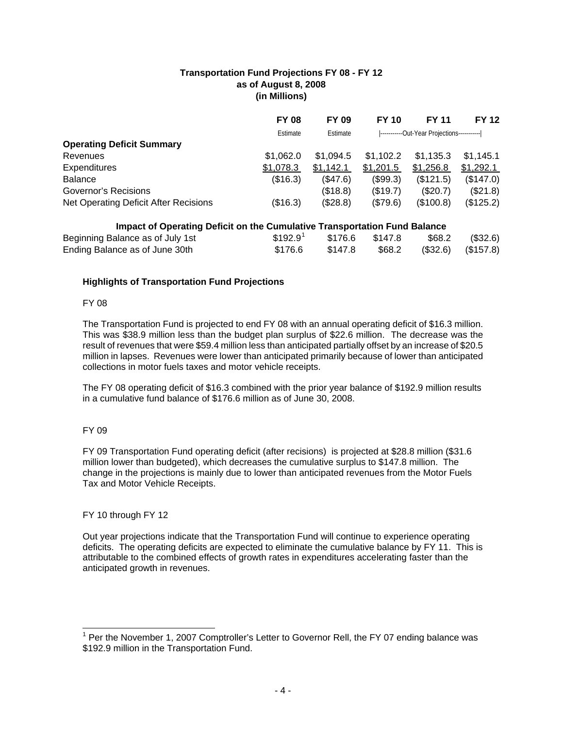**Transportation Fund Projections FY 08 - FY 12**
**as of August 8, 2008**
**(in Millions)**

| | FY 08 | FY 09 | FY 10 | FY 11 | FY 12 |
|---|---|---|---|---|---|
| | Estimate | Estimate | \|-----------Out-Year Projections-----------\| | | |
| **Operating Deficit Summary** | | | | | |
| Revenues | $1,062.0 | $1,094.5 | $1,102.2 | $1,135.3 | $1,145.1 |
| Expenditures | $1,078.3 | $1,142.1 | $1,201.5 | $1,256.8 | $1,292.1 |
| Balance | ($16.3) | ($47.6) | ($99.3) | ($121.5) | ($147.0) |
| Governor's Recisions | | ($18.8) | ($19.7) | ($20.7) | ($21.8) |
| Net Operating Deficit After Recisions | ($16.3) | ($28.8) | ($79.6) | ($100.8) | ($125.2) |
| **Impact of Operating Deficit on the Cumulative Transportation Fund Balance** | | | | | |
| Beginning Balance as of July 1st | $192.9[1] | $176.6 | $147.8 | $68.2 | ($32.6) |
| Ending Balance as of June 30th | $176.6 | $147.8 | $68.2 | ($32.6) | ($157.8) |

**Highlights of Transportation Fund Projections**

FY 08

The Transportation Fund is projected to end FY 08 with an annual operating deficit of $16.3 million. This was $38.9 million less than the budget plan surplus of $22.6 million. The decrease was the result of revenues that were $59.4 million less than anticipated partially offset by an increase of $20.5 million in lapses. Revenues were lower than anticipated primarily because of lower than anticipated collections in motor fuels taxes and motor vehicle receipts.

The FY 08 operating deficit of $16.3 combined with the prior year balance of $192.9 million results in a cumulative fund balance of $176.6 million as of June 30, 2008.

FY 09

FY 09 Transportation Fund operating deficit (after recisions) is projected at $28.8 million ($31.6 million lower than budgeted), which decreases the cumulative surplus to $147.8 million. The change in the projections is mainly due to lower than anticipated revenues from the Motor Fuels Tax and Motor Vehicle Receipts.

FY 10 through FY 12

Out year projections indicate that the Transportation Fund will continue to experience operating deficits. The operating deficits are expected to eliminate the cumulative balance by FY 11. This is attributable to the combined effects of growth rates in expenditures accelerating faster than the anticipated growth in revenues.

[1] Per the November 1, 2007 Comptroller's Letter to Governor Rell, the FY 07 ending balance was $192.9 million in the Transportation Fund.